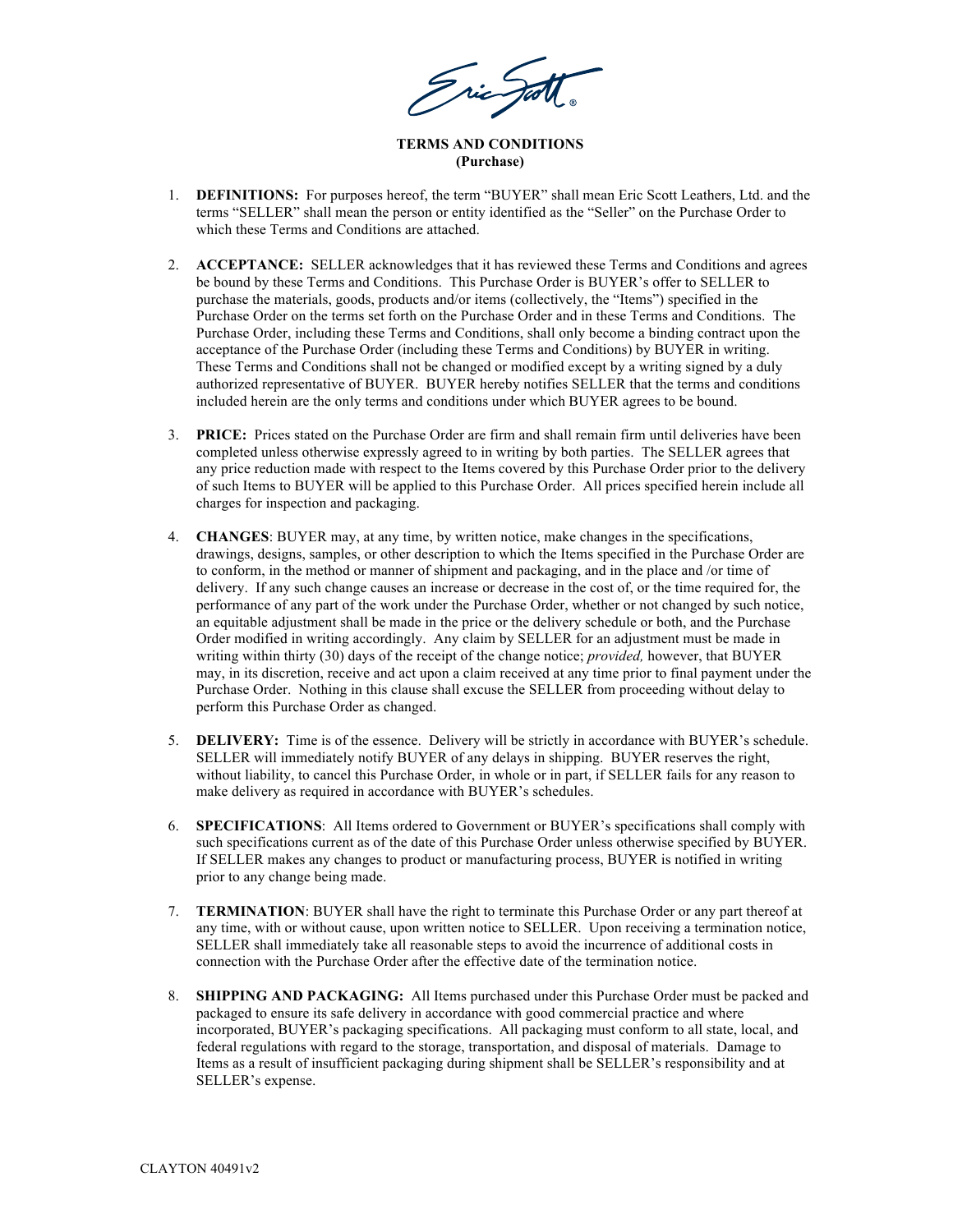# TERMS AND CONDITIONS
## (Purchase)

1. **DEFINITIONS:** For purposes hereof, the term "BUYER" shall mean Eric Scott Leathers, Ltd. and the terms "SELLER" shall mean the person or entity identified as the "Seller" on the Purchase Order to which these Terms and Conditions are attached.

2. **ACCEPTANCE:** SELLER acknowledges that it has reviewed these Terms and Conditions and agrees be bound by these Terms and Conditions. This Purchase Order is BUYER's offer to SELLER to purchase the materials, goods, products and/or items (collectively, the "Items") specified in the Purchase Order on the terms set forth on the Purchase Order and in these Terms and Conditions. The Purchase Order, including these Terms and Conditions, shall only become a binding contract upon the acceptance of the Purchase Order (including these Terms and Conditions) by BUYER in writing. These Terms and Conditions shall not be changed or modified except by a writing signed by a duly authorized representative of BUYER. BUYER hereby notifies SELLER that the terms and conditions included herein are the only terms and conditions under which BUYER agrees to be bound.

3. **PRICE:** Prices stated on the Purchase Order are firm and shall remain firm until deliveries have been completed unless otherwise expressly agreed to in writing by both parties. The SELLER agrees that any price reduction made with respect to the Items covered by this Purchase Order prior to the delivery of such Items to BUYER will be applied to this Purchase Order. All prices specified herein include all charges for inspection and packaging.

4. **CHANGES**: BUYER may, at any time, by written notice, make changes in the specifications, drawings, designs, samples, or other description to which the Items specified in the Purchase Order are to conform, in the method or manner of shipment and packaging, and in the place and /or time of delivery. If any such change causes an increase or decrease in the cost of, or the time required for, the performance of any part of the work under the Purchase Order, whether or not changed by such notice, an equitable adjustment shall be made in the price or the delivery schedule or both, and the Purchase Order modified in writing accordingly. Any claim by SELLER for an adjustment must be made in writing within thirty (30) days of the receipt of the change notice; *provided,* however, that BUYER may, in its discretion, receive and act upon a claim received at any time prior to final payment under the Purchase Order. Nothing in this clause shall excuse the SELLER from proceeding without delay to perform this Purchase Order as changed.

5. **DELIVERY:** Time is of the essence. Delivery will be strictly in accordance with BUYER's schedule. SELLER will immediately notify BUYER of any delays in shipping. BUYER reserves the right, without liability, to cancel this Purchase Order, in whole or in part, if SELLER fails for any reason to make delivery as required in accordance with BUYER's schedules.

6. **SPECIFICATIONS**: All Items ordered to Government or BUYER's specifications shall comply with such specifications current as of the date of this Purchase Order unless otherwise specified by BUYER. If SELLER makes any changes to product or manufacturing process, BUYER is notified in writing prior to any change being made.

7. **TERMINATION**: BUYER shall have the right to terminate this Purchase Order or any part thereof at any time, with or without cause, upon written notice to SELLER. Upon receiving a termination notice, SELLER shall immediately take all reasonable steps to avoid the incurrence of additional costs in connection with the Purchase Order after the effective date of the termination notice.

8. **SHIPPING AND PACKAGING:** All Items purchased under this Purchase Order must be packed and packaged to ensure its safe delivery in accordance with good commercial practice and where incorporated, BUYER's packaging specifications. All packaging must conform to all state, local, and federal regulations with regard to the storage, transportation, and disposal of materials. Damage to Items as a result of insufficient packaging during shipment shall be SELLER's responsibility and at SELLER's expense.

CLAYTON 40491v2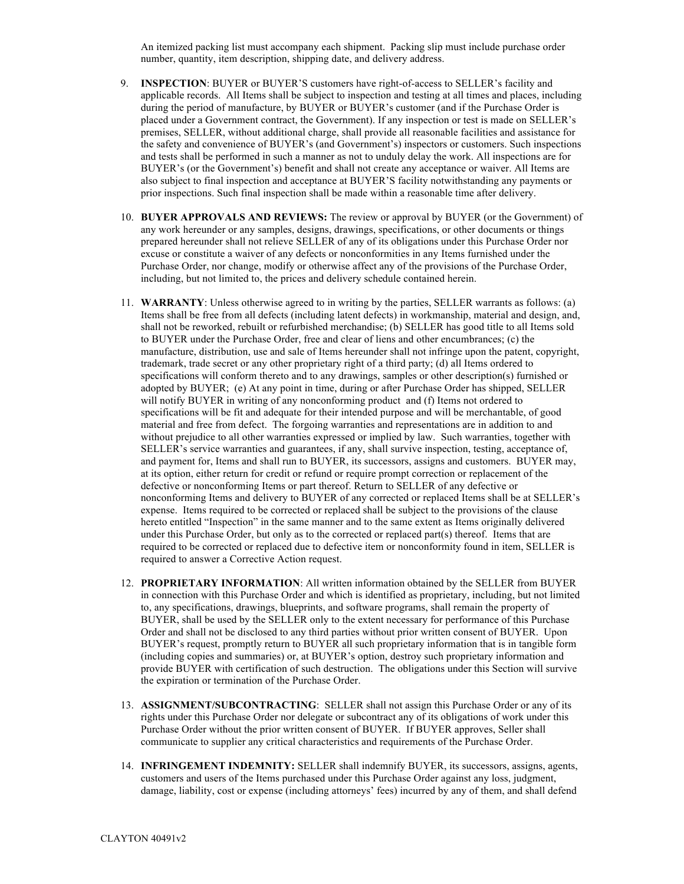An itemized packing list must accompany each shipment. Packing slip must include purchase order number, quantity, item description, shipping date, and delivery address.

9. **INSPECTION**: BUYER or BUYER'S customers have right-of-access to SELLER's facility and applicable records. All Items shall be subject to inspection and testing at all times and places, including during the period of manufacture, by BUYER or BUYER's customer (and if the Purchase Order is placed under a Government contract, the Government). If any inspection or test is made on SELLER's premises, SELLER, without additional charge, shall provide all reasonable facilities and assistance for the safety and convenience of BUYER's (and Government's) inspectors or customers. Such inspections and tests shall be performed in such a manner as not to unduly delay the work. All inspections are for BUYER's (or the Government's) benefit and shall not create any acceptance or waiver. All Items are also subject to final inspection and acceptance at BUYER'S facility notwithstanding any payments or prior inspections. Such final inspection shall be made within a reasonable time after delivery.

10. **BUYER APPROVALS AND REVIEWS:** The review or approval by BUYER (or the Government) of any work hereunder or any samples, designs, drawings, specifications, or other documents or things prepared hereunder shall not relieve SELLER of any of its obligations under this Purchase Order nor excuse or constitute a waiver of any defects or nonconformities in any Items furnished under the Purchase Order, nor change, modify or otherwise affect any of the provisions of the Purchase Order, including, but not limited to, the prices and delivery schedule contained herein.

11. **WARRANTY**: Unless otherwise agreed to in writing by the parties, SELLER warrants as follows: (a) Items shall be free from all defects (including latent defects) in workmanship, material and design, and, shall not be reworked, rebuilt or refurbished merchandise; (b) SELLER has good title to all Items sold to BUYER under the Purchase Order, free and clear of liens and other encumbrances; (c) the manufacture, distribution, use and sale of Items hereunder shall not infringe upon the patent, copyright, trademark, trade secret or any other proprietary right of a third party; (d) all Items ordered to specifications will conform thereto and to any drawings, samples or other description(s) furnished or adopted by BUYER; (e) At any point in time, during or after Purchase Order has shipped, SELLER will notify BUYER in writing of any nonconforming product and (f) Items not ordered to specifications will be fit and adequate for their intended purpose and will be merchantable, of good material and free from defect. The forgoing warranties and representations are in addition to and without prejudice to all other warranties expressed or implied by law. Such warranties, together with SELLER's service warranties and guarantees, if any, shall survive inspection, testing, acceptance of, and payment for, Items and shall run to BUYER, its successors, assigns and customers. BUYER may, at its option, either return for credit or refund or require prompt correction or replacement of the defective or nonconforming Items or part thereof. Return to SELLER of any defective or nonconforming Items and delivery to BUYER of any corrected or replaced Items shall be at SELLER's expense. Items required to be corrected or replaced shall be subject to the provisions of the clause hereto entitled "Inspection" in the same manner and to the same extent as Items originally delivered under this Purchase Order, but only as to the corrected or replaced part(s) thereof. Items that are required to be corrected or replaced due to defective item or nonconformity found in item, SELLER is required to answer a Corrective Action request.

12. **PROPRIETARY INFORMATION**: All written information obtained by the SELLER from BUYER in connection with this Purchase Order and which is identified as proprietary, including, but not limited to, any specifications, drawings, blueprints, and software programs, shall remain the property of BUYER, shall be used by the SELLER only to the extent necessary for performance of this Purchase Order and shall not be disclosed to any third parties without prior written consent of BUYER. Upon BUYER's request, promptly return to BUYER all such proprietary information that is in tangible form (including copies and summaries) or, at BUYER's option, destroy such proprietary information and provide BUYER with certification of such destruction. The obligations under this Section will survive the expiration or termination of the Purchase Order.

13. **ASSIGNMENT/SUBCONTRACTING**: SELLER shall not assign this Purchase Order or any of its rights under this Purchase Order nor delegate or subcontract any of its obligations of work under this Purchase Order without the prior written consent of BUYER. If BUYER approves, Seller shall communicate to supplier any critical characteristics and requirements of the Purchase Order.

14. **INFRINGEMENT INDEMNITY:** SELLER shall indemnify BUYER, its successors, assigns, agents, customers and users of the Items purchased under this Purchase Order against any loss, judgment, damage, liability, cost or expense (including attorneys' fees) incurred by any of them, and shall defend

CLAYTON 40491v2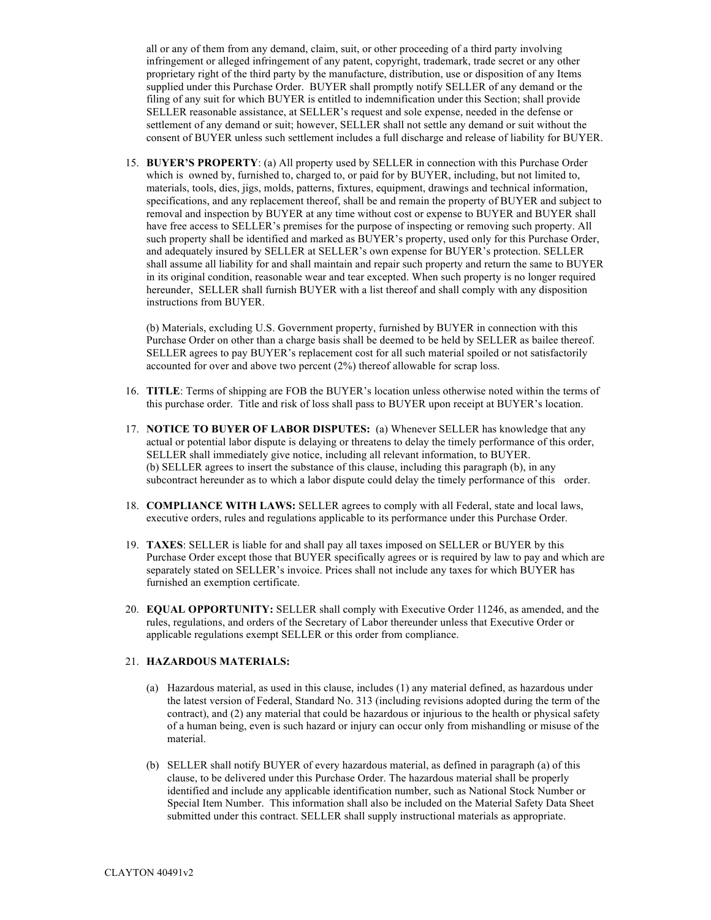all or any of them from any demand, claim, suit, or other proceeding of a third party involving infringement or alleged infringement of any patent, copyright, trademark, trade secret or any other proprietary right of the third party by the manufacture, distribution, use or disposition of any Items supplied under this Purchase Order. BUYER shall promptly notify SELLER of any demand or the filing of any suit for which BUYER is entitled to indemnification under this Section; shall provide SELLER reasonable assistance, at SELLER's request and sole expense, needed in the defense or settlement of any demand or suit; however, SELLER shall not settle any demand or suit without the consent of BUYER unless such settlement includes a full discharge and release of liability for BUYER.

15. **BUYER'S PROPERTY**: (a) All property used by SELLER in connection with this Purchase Order which is owned by, furnished to, charged to, or paid for by BUYER, including, but not limited to, materials, tools, dies, jigs, molds, patterns, fixtures, equipment, drawings and technical information, specifications, and any replacement thereof, shall be and remain the property of BUYER and subject to removal and inspection by BUYER at any time without cost or expense to BUYER and BUYER shall have free access to SELLER's premises for the purpose of inspecting or removing such property. All such property shall be identified and marked as BUYER's property, used only for this Purchase Order, and adequately insured by SELLER at SELLER's own expense for BUYER's protection. SELLER shall assume all liability for and shall maintain and repair such property and return the same to BUYER in its original condition, reasonable wear and tear excepted. When such property is no longer required hereunder, SELLER shall furnish BUYER with a list thereof and shall comply with any disposition instructions from BUYER.

    (b) Materials, excluding U.S. Government property, furnished by BUYER in connection with this Purchase Order on other than a charge basis shall be deemed to be held by SELLER as bailee thereof. SELLER agrees to pay BUYER's replacement cost for all such material spoiled or not satisfactorily accounted for over and above two percent (2%) thereof allowable for scrap loss.

16. **TITLE**: Terms of shipping are FOB the BUYER's location unless otherwise noted within the terms of this purchase order. Title and risk of loss shall pass to BUYER upon receipt at BUYER's location.

17. **NOTICE TO BUYER OF LABOR DISPUTES:** (a) Whenever SELLER has knowledge that any actual or potential labor dispute is delaying or threatens to delay the timely performance of this order, SELLER shall immediately give notice, including all relevant information, to BUYER.
    (b) SELLER agrees to insert the substance of this clause, including this paragraph (b), in any subcontract hereunder as to which a labor dispute could delay the timely performance of this order.

18. **COMPLIANCE WITH LAWS:** SELLER agrees to comply with all Federal, state and local laws, executive orders, rules and regulations applicable to its performance under this Purchase Order.

19. **TAXES**: SELLER is liable for and shall pay all taxes imposed on SELLER or BUYER by this Purchase Order except those that BUYER specifically agrees or is required by law to pay and which are separately stated on SELLER's invoice. Prices shall not include any taxes for which BUYER has furnished an exemption certificate.

20. **EQUAL OPPORTUNITY:** SELLER shall comply with Executive Order 11246, as amended, and the rules, regulations, and orders of the Secretary of Labor thereunder unless that Executive Order or applicable regulations exempt SELLER or this order from compliance.

21. **HAZARDOUS MATERIALS:**

    (a) Hazardous material, as used in this clause, includes (1) any material defined, as hazardous under the latest version of Federal, Standard No. 313 (including revisions adopted during the term of the contract), and (2) any material that could be hazardous or injurious to the health or physical safety of a human being, even is such hazard or injury can occur only from mishandling or misuse of the material.

    (b) SELLER shall notify BUYER of every hazardous material, as defined in paragraph (a) of this clause, to be delivered under this Purchase Order. The hazardous material shall be properly identified and include any applicable identification number, such as National Stock Number or Special Item Number. This information shall also be included on the Material Safety Data Sheet submitted under this contract. SELLER shall supply instructional materials as appropriate.

CLAYTON 40491v2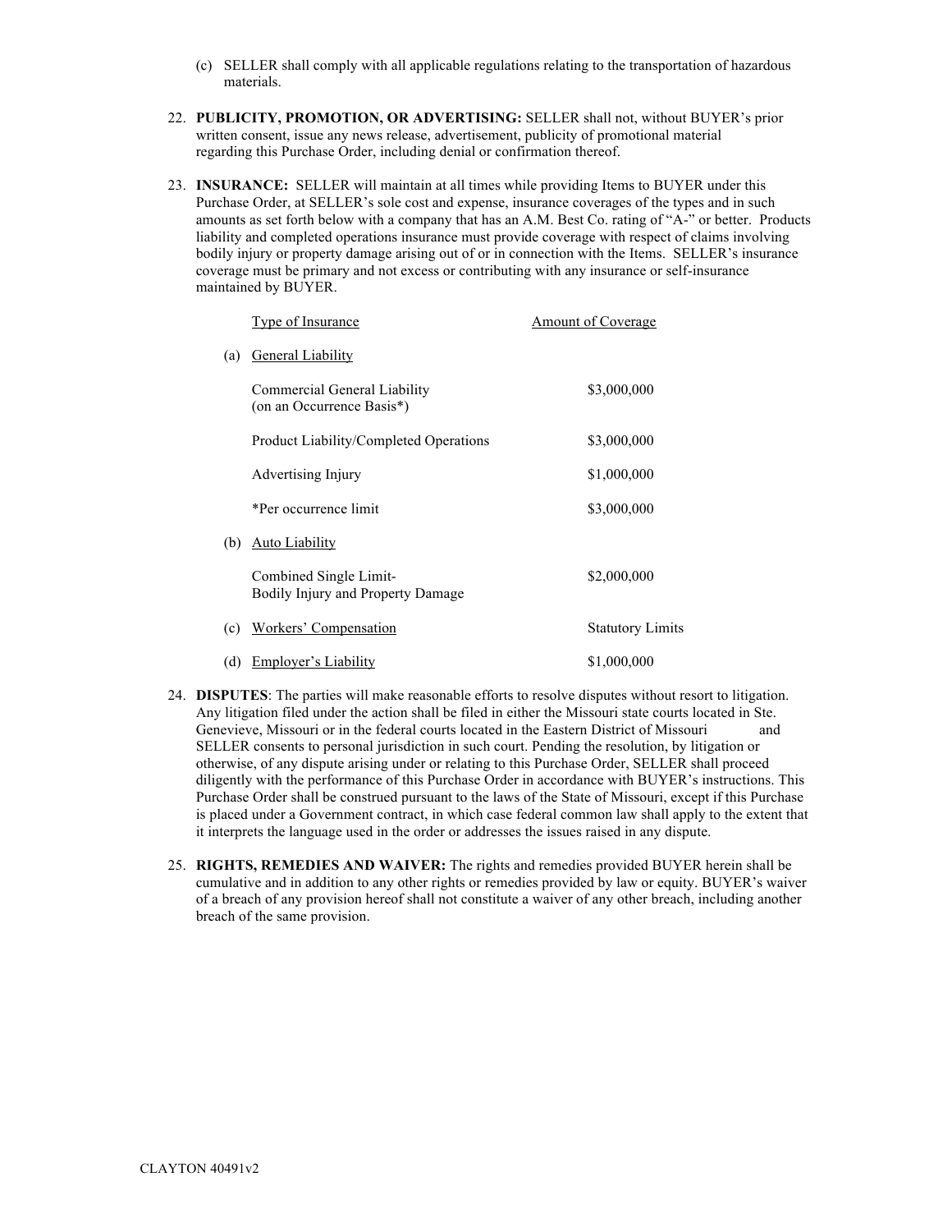(c) SELLER shall comply with all applicable regulations relating to the transportation of hazardous materials.

22. **PUBLICITY, PROMOTION, OR ADVERTISING:** SELLER shall not, without BUYER's prior written consent, issue any news release, advertisement, publicity of promotional material regarding this Purchase Order, including denial or confirmation thereof.

23. **INSURANCE:** SELLER will maintain at all times while providing Items to BUYER under this Purchase Order, at SELLER's sole cost and expense, insurance coverages of the types and in such amounts as set forth below with a company that has an A.M. Best Co. rating of "A-" or better. Products liability and completed operations insurance must provide coverage with respect of claims involving bodily injury or property damage arising out of or in connection with the Items. SELLER's insurance coverage must be primary and not excess or contributing with any insurance or self-insurance maintained by BUYER.

| | Type of Insurance | Amount of Coverage |
|---|---|---|
| (a) | General Liability | |
| | Commercial General Liability (on an Occurrence Basis*) | \$3,000,000 |
| | Product Liability/Completed Operations | \$3,000,000 |
| | Advertising Injury | \$1,000,000 |
| | *Per occurrence limit | \$3,000,000 |
| (b) | Auto Liability | |
| | Combined Single Limit- Bodily Injury and Property Damage | \$2,000,000 |
| (c) | Workers' Compensation | Statutory Limits |
| (d) | Employer's Liability | \$1,000,000 |

24. **DISPUTES**: The parties will make reasonable efforts to resolve disputes without resort to litigation. Any litigation filed under the action shall be filed in either the Missouri state courts located in Ste. Genevieve, Missouri or in the federal courts located in the Eastern District of Missouri and SELLER consents to personal jurisdiction in such court. Pending the resolution, by litigation or otherwise, of any dispute arising under or relating to this Purchase Order, SELLER shall proceed diligently with the performance of this Purchase Order in accordance with BUYER's instructions. This Purchase Order shall be construed pursuant to the laws of the State of Missouri, except if this Purchase is placed under a Government contract, in which case federal common law shall apply to the extent that it interprets the language used in the order or addresses the issues raised in any dispute.

25. **RIGHTS, REMEDIES AND WAIVER:** The rights and remedies provided BUYER herein shall be cumulative and in addition to any other rights or remedies provided by law or equity. BUYER's waiver of a breach of any provision hereof shall not constitute a waiver of any other breach, including another breach of the same provision.

CLAYTON 40491v2